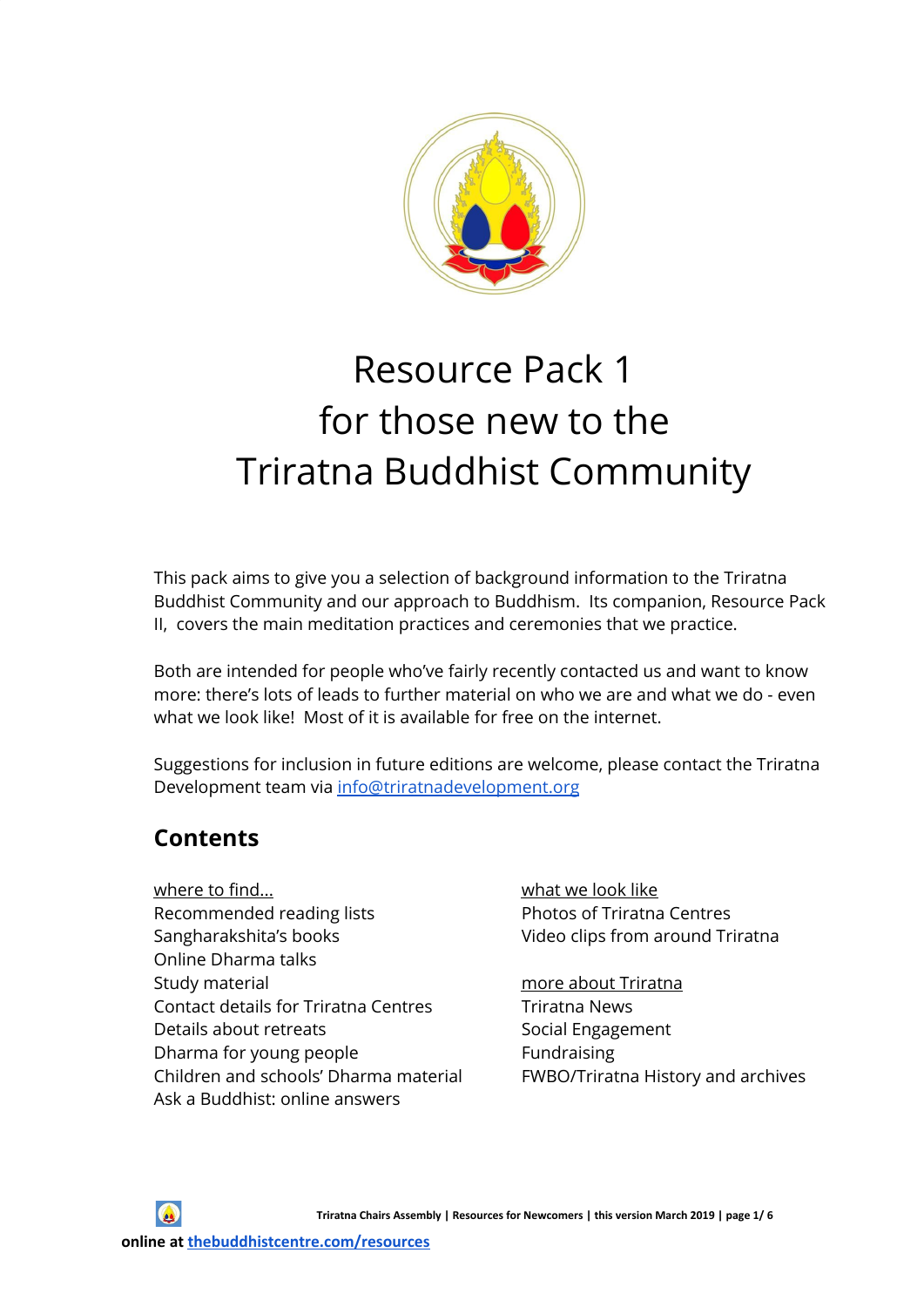# Resource Pack 1
# for those new to the
# Triratna Buddhist Community

This pack aims to give you a selection of background information to the Triratna Buddhist Community and our approach to Buddhism. Its companion, Resource Pack II, covers the main meditation practices and ceremonies that we practice.

Both are intended for people who've fairly recently contacted us and want to know more: there's lots of leads to further material on who we are and what we do - even what we look like! Most of it is available for free on the internet.

Suggestions for inclusion in future editions are welcome, please contact the Triratna Development team via info@triratnadevelopment.org

## Contents

where to find...
- Recommended reading lists
- Sangharakshita's books
- Online Dharma talks
- Study material
- Contact details for Triratna Centres
- Details about retreats
- Dharma for young people
- Children and schools' Dharma material
- Ask a Buddhist: online answers

what we look like
- Photos of Triratna Centres
- Video clips from around Triratna

more about Triratna
- Triratna News
- Social Engagement
- Fundraising
- FWBO/Triratna History and archives

online at thebuddhistcentre.com/resources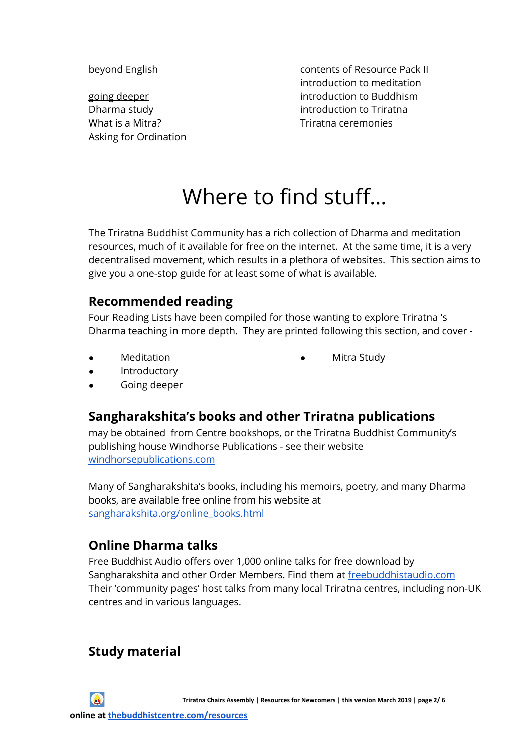beyond English

going deeper
Dharma study
What is a Mitra?
Asking for Ordination

contents of Resource Pack II
introduction to meditation
introduction to Buddhism
introduction to Triratna
Triratna ceremonies

# Where to find stuff...

The Triratna Buddhist Community has a rich collection of Dharma and meditation resources, much of it available for free on the internet. At the same time, it is a very decentralised movement, which results in a plethora of websites. This section aims to give you a one-stop guide for at least some of what is available.

## Recommended reading

Four Reading Lists have been compiled for those wanting to explore Triratna 's Dharma teaching in more depth. They are printed following this section, and cover -

- Meditation
- Introductory
- Going deeper
- Mitra Study

## Sangharakshita's books and other Triratna publications

may be obtained from Centre bookshops, or the Triratna Buddhist Community's publishing house Windhorse Publications - see their website windhorsepublications.com

Many of Sangharakshita's books, including his memoirs, poetry, and many Dharma books, are available free online from his website at sangharakshita.org/online_books.html

## Online Dharma talks

Free Buddhist Audio offers over 1,000 online talks for free download by Sangharakshita and other Order Members. Find them at freebuddhistaudio.com
Their 'community pages' host talks from many local Triratna centres, including non-UK centres and in various languages.

## Study material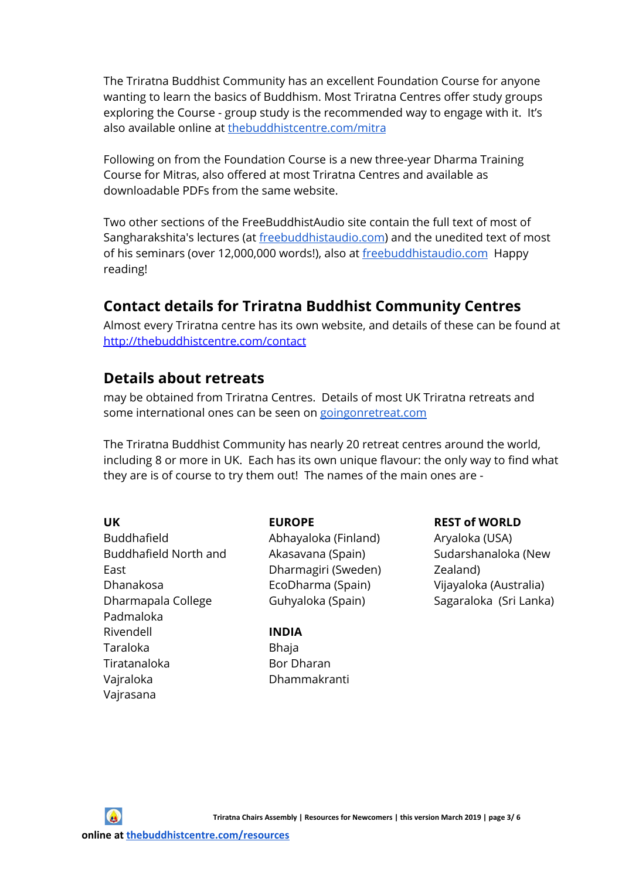The Triratna Buddhist Community has an excellent Foundation Course for anyone wanting to learn the basics of Buddhism. Most Triratna Centres offer study groups exploring the Course - group study is the recommended way to engage with it. It's also available online at [thebuddhistcentre.com/mitra](thebuddhistcentre.com/mitra)

Following on from the Foundation Course is a new three-year Dharma Training Course for Mitras, also offered at most Triratna Centres and available as downloadable PDFs from the same website.

Two other sections of the FreeBuddhistAudio site contain the full text of most of Sangharakshita's lectures (at [freebuddhistaudio.com](freebuddhistaudio.com)) and the unedited text of most of his seminars (over 12,000,000 words!), also at [freebuddhistaudio.com](freebuddhistaudio.com) Happy reading!

## Contact details for Triratna Buddhist Community Centres

Almost every Triratna centre has its own website, and details of these can be found at [http://thebuddhistcentre.com/contact](http://thebuddhistcentre.com/contact)

## Details about retreats

may be obtained from Triratna Centres. Details of most UK Triratna retreats and some international ones can be seen on [goingonretreat.com](goingonretreat.com)

The Triratna Buddhist Community has nearly 20 retreat centres around the world, including 8 or more in UK. Each has its own unique flavour: the only way to find what they are is of course to try them out! The names of the main ones are -

**UK**

Buddhafield
Buddhafield North and East
Dhanakosa
Dharmapala College
Padmaloka
Rivendell
Taraloka
Tiratanaloka
Vajraloka
Vajrasana

**EUROPE**

Abhayaloka (Finland)
Akasavana (Spain)
Dharmagiri (Sweden)
EcoDharma (Spain)
Guhyaloka (Spain)

**INDIA**

Bhaja
Bor Dharan
Dhammakranti

**REST of WORLD**

Aryaloka (USA)
Sudarshanaloka (New Zealand)
Vijayaloka (Australia)
Sagaraloka (Sri Lanka)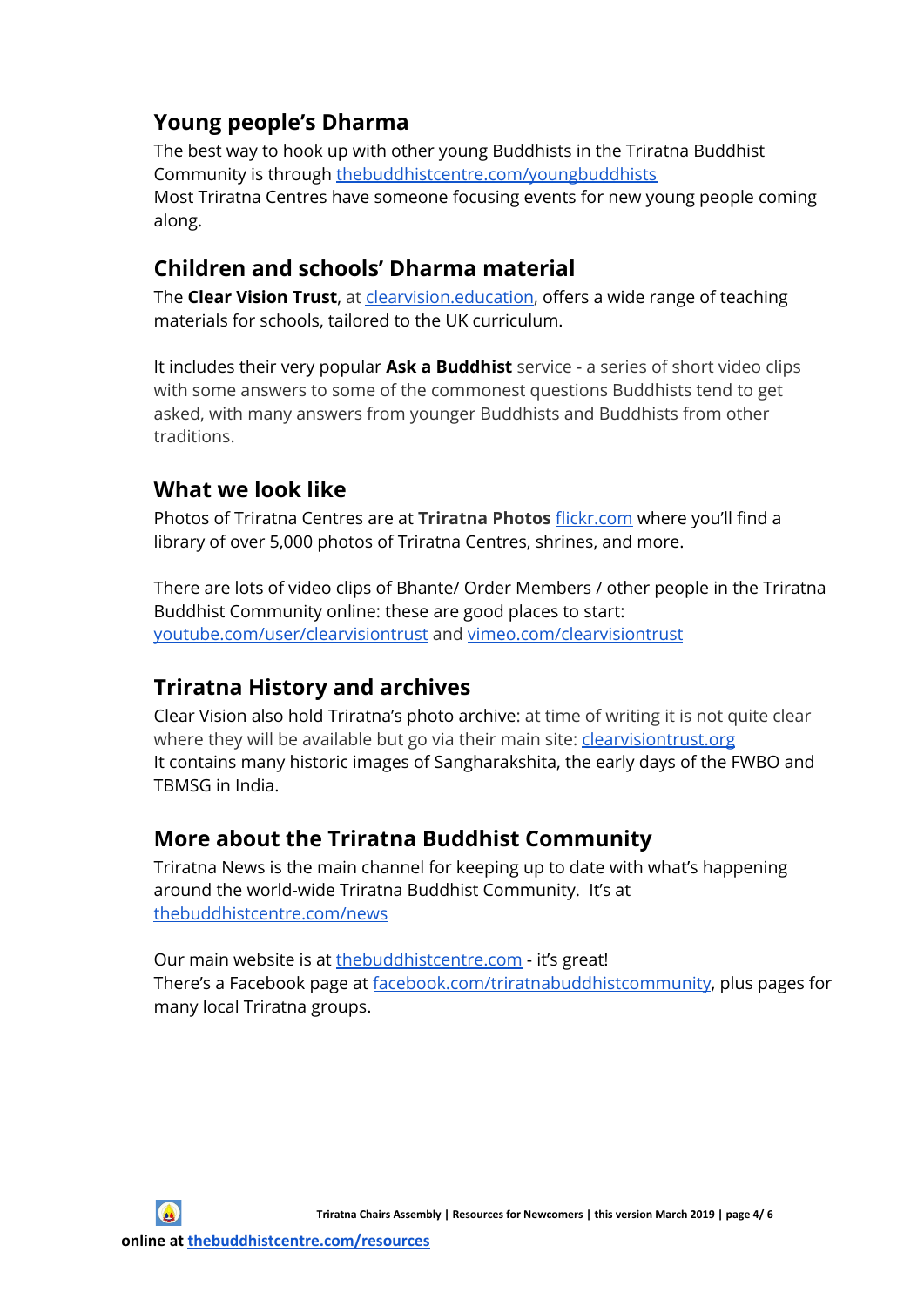## Young people's Dharma

The best way to hook up with other young Buddhists in the Triratna Buddhist Community is through thebuddhistcentre.com/youngbuddhists
Most Triratna Centres have someone focusing events for new young people coming along.

## Children and schools' Dharma material

The **Clear Vision Trust**, at clearvision.education, offers a wide range of teaching materials for schools, tailored to the UK curriculum.

It includes their very popular **Ask a Buddhist** service - a series of short video clips with some answers to some of the commonest questions Buddhists tend to get asked, with many answers from younger Buddhists and Buddhists from other traditions.

## What we look like

Photos of Triratna Centres are at **Triratna Photos** flickr.com where you'll find a library of over 5,000 photos of Triratna Centres, shrines, and more.

There are lots of video clips of Bhante/ Order Members / other people in the Triratna Buddhist Community online: these are good places to start: youtube.com/user/clearvisiontrust and vimeo.com/clearvisiontrust

## Triratna History and archives

Clear Vision also hold Triratna's photo archive: at time of writing it is not quite clear where they will be available but go via their main site: clearvisiontrust.org
It contains many historic images of Sangharakshita, the early days of the FWBO and TBMSG in India.

## More about the Triratna Buddhist Community

Triratna News is the main channel for keeping up to date with what's happening around the world-wide Triratna Buddhist Community. It's at thebuddhistcentre.com/news

Our main website is at thebuddhistcentre.com - it's great!
There's a Facebook page at facebook.com/triratnabuddhistcommunity, plus pages for many local Triratna groups.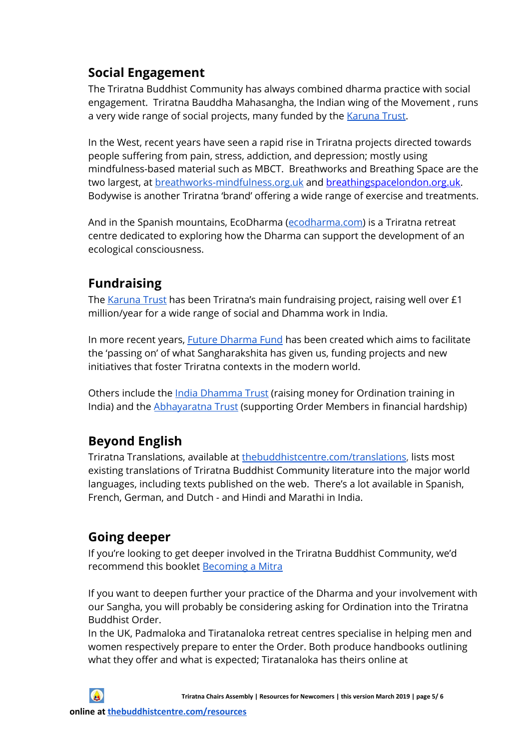## Social Engagement

The Triratna Buddhist Community has always combined dharma practice with social engagement. Triratna Bauddha Mahasangha, the Indian wing of the Movement , runs a very wide range of social projects, many funded by the [Karuna Trust](#).

In the West, recent years have seen a rapid rise in Triratna projects directed towards people suffering from pain, stress, addiction, and depression; mostly using mindfulness-based material such as MBCT. Breathworks and Breathing Space are the two largest, at [breathworks-mindfulness.org.uk](#) and [breathingspacelondon.org.uk](#). Bodywise is another Triratna 'brand' offering a wide range of exercise and treatments.

And in the Spanish mountains, EcoDharma ([ecodharma.com](#)) is a Triratna retreat centre dedicated to exploring how the Dharma can support the development of an ecological consciousness.

## Fundraising

The [Karuna Trust](#) has been Triratna's main fundraising project, raising well over £1 million/year for a wide range of social and Dhamma work in India.

In more recent years, [Future Dharma Fund](#) has been created which aims to facilitate the 'passing on' of what Sangharakshita has given us, funding projects and new initiatives that foster Triratna contexts in the modern world.

Others include the [India Dhamma Trust](#) (raising money for Ordination training in India) and the [Abhayaratna Trust](#) (supporting Order Members in financial hardship)

## Beyond English

Triratna Translations, available at [thebuddhistcentre.com/translations](#), lists most existing translations of Triratna Buddhist Community literature into the major world languages, including texts published on the web. There's a lot available in Spanish, French, German, and Dutch - and Hindi and Marathi in India.

## Going deeper

If you're looking to get deeper involved in the Triratna Buddhist Community, we'd recommend this booklet [Becoming a Mitra](#)

If you want to deepen further your practice of the Dharma and your involvement with our Sangha, you will probably be considering asking for Ordination into the Triratna Buddhist Order.

In the UK, Padmaloka and Tiratanaloka retreat centres specialise in helping men and women respectively prepare to enter the Order. Both produce handbooks outlining what they offer and what is expected; Tiratanaloka has theirs online at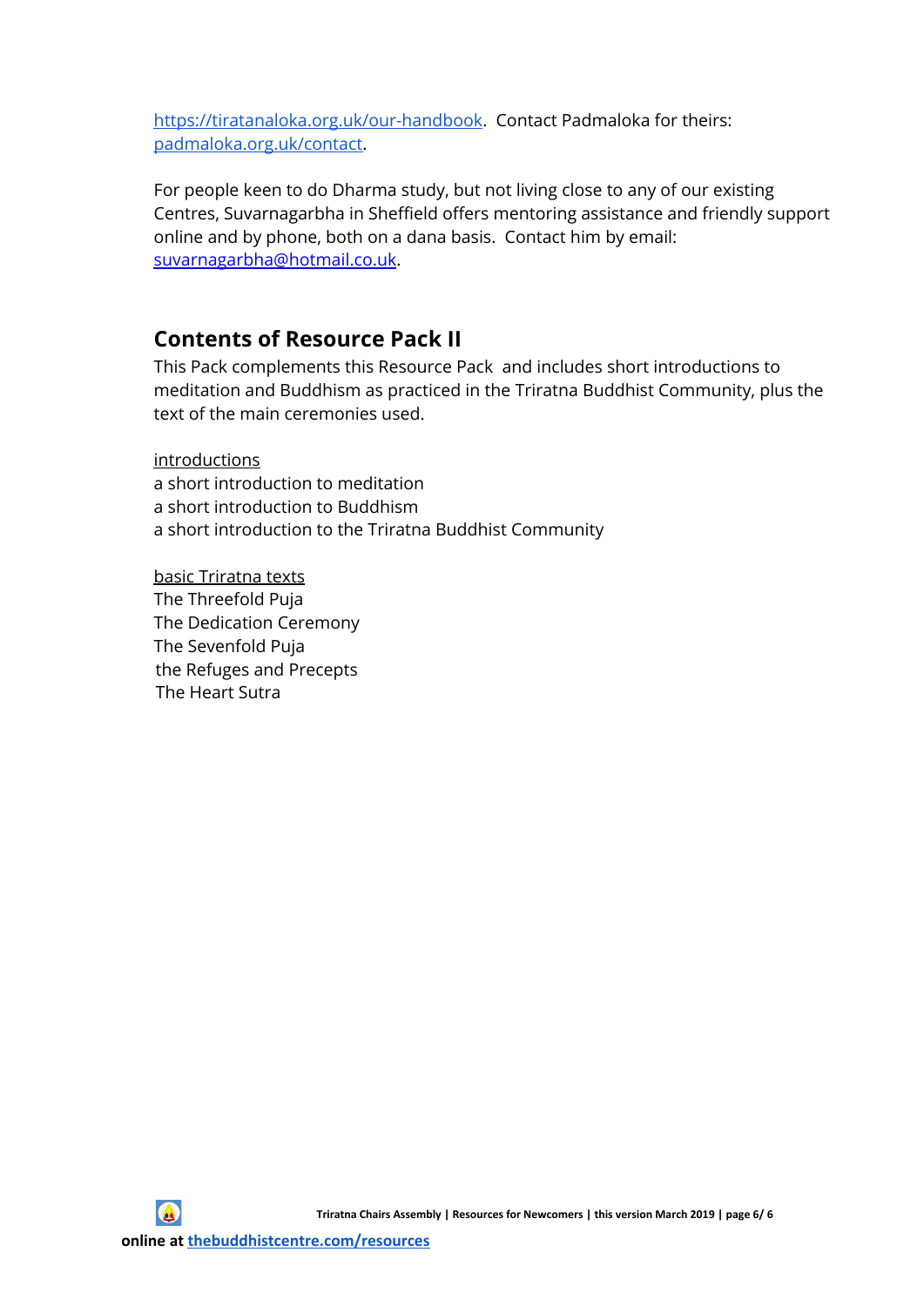https://tiratanaloka.org.uk/our-handbook. Contact Padmaloka for theirs: padmaloka.org.uk/contact.

For people keen to do Dharma study, but not living close to any of our existing Centres, Suvarnagarbha in Sheffield offers mentoring assistance and friendly support online and by phone, both on a dana basis. Contact him by email: suvarnagarbha@hotmail.co.uk.

## Contents of Resource Pack II

This Pack complements this Resource Pack and includes short introductions to meditation and Buddhism as practiced in the Triratna Buddhist Community, plus the text of the main ceremonies used.

introductions
a short introduction to meditation
a short introduction to Buddhism
a short introduction to the Triratna Buddhist Community

basic Triratna texts
The Threefold Puja
The Dedication Ceremony
The Sevenfold Puja
the Refuges and Precepts
The Heart Sutra

online at thebuddhistcentre.com/resources